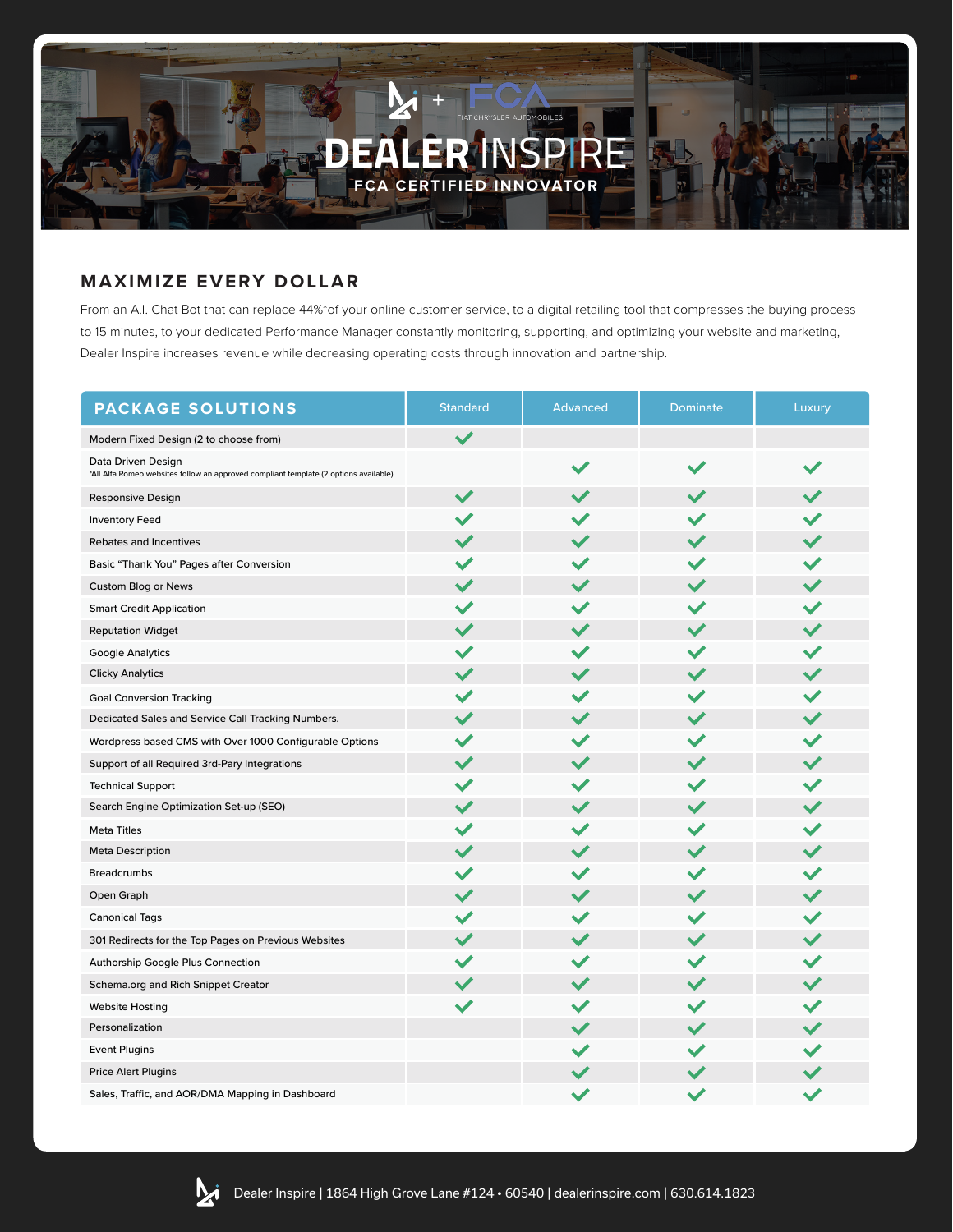# DEALER INSPIRE

**FCA CERTIFIED INNOVATOR**

## MAXIMIZE EVERY DOLLAR

From an A.I. Chat Bot that can replace 44%*of your online customer service, to a digital retailing tool that compresses the buying process to 15 minutes, to your dedicated Performance Manager constantly monitoring, supporting, and optimizing your website and marketing, Dealer Inspire increases revenue while decreasing operating costs through innovation and partnership.

| PACKAGE SOLUTIONS | Standard | Advanced | Dominate | Luxury |
|---|---|---|---|---|
| Modern Fixed Design (2 to choose from) | ✓ | | | |
| Data Driven Design *All Alfa Romeo websites follow an approved compliant template (2 options available) | | ✓ | ✓ | ✓ |
| Responsive Design | ✓ | ✓ | ✓ | ✓ |
| Inventory Feed | ✓ | ✓ | ✓ | ✓ |
| Rebates and Incentives | ✓ | ✓ | ✓ | ✓ |
| Basic "Thank You" Pages after Conversion | ✓ | ✓ | ✓ | ✓ |
| Custom Blog or News | ✓ | ✓ | ✓ | ✓ |
| Smart Credit Application | ✓ | ✓ | ✓ | ✓ |
| Reputation Widget | ✓ | ✓ | ✓ | ✓ |
| Google Analytics | ✓ | ✓ | ✓ | ✓ |
| Clicky Analytics | ✓ | ✓ | ✓ | ✓ |
| Goal Conversion Tracking | ✓ | ✓ | ✓ | ✓ |
| Dedicated Sales and Service Call Tracking Numbers. | ✓ | ✓ | ✓ | ✓ |
| Wordpress based CMS with Over 1000 Configurable Options | ✓ | ✓ | ✓ | ✓ |
| Support of all Required 3rd-Pary Integrations | ✓ | ✓ | ✓ | ✓ |
| Technical Support | ✓ | ✓ | ✓ | ✓ |
| Search Engine Optimization Set-up (SEO) | ✓ | ✓ | ✓ | ✓ |
| Meta Titles | ✓ | ✓ | ✓ | ✓ |
| Meta Description | ✓ | ✓ | ✓ | ✓ |
| Breadcrumbs | ✓ | ✓ | ✓ | ✓ |
| Open Graph | ✓ | ✓ | ✓ | ✓ |
| Canonical Tags | ✓ | ✓ | ✓ | ✓ |
| 301 Redirects for the Top Pages on Previous Websites | ✓ | ✓ | ✓ | ✓ |
| Authorship Google Plus Connection | ✓ | ✓ | ✓ | ✓ |
| Schema.org and Rich Snippet Creator | ✓ | ✓ | ✓ | ✓ |
| Website Hosting | ✓ | ✓ | ✓ | ✓ |
| Personalization | | ✓ | ✓ | ✓ |
| Event Plugins | | ✓ | ✓ | ✓ |
| Price Alert Plugins | | ✓ | ✓ | ✓ |
| Sales, Traffic, and AOR/DMA Mapping in Dashboard | | ✓ | ✓ | ✓ |

Dealer Inspire | 1864 High Grove Lane #124 • 60540 | dealerinspire.com | 630.614.1823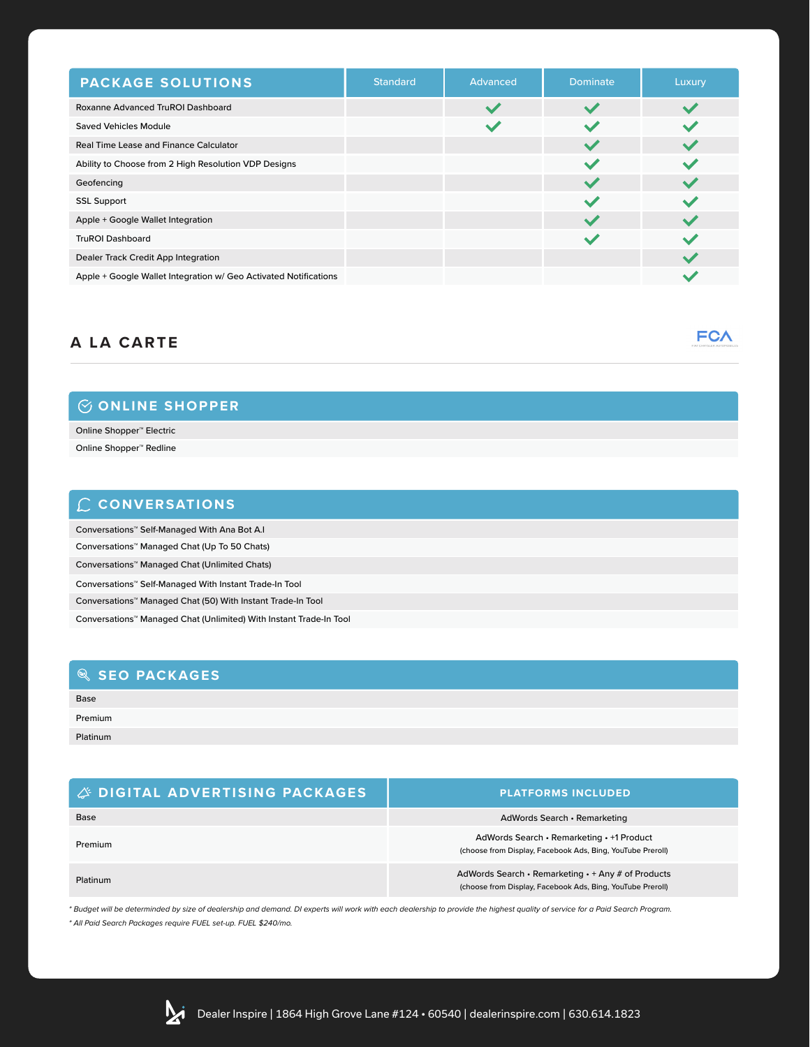| PACKAGE SOLUTIONS | Standard | Advanced | Dominate | Luxury |
|---|---|---|---|---|
| Roxanne Advanced TruROI Dashboard | | ✓ | ✓ | ✓ |
| Saved Vehicles Module | | ✓ | ✓ | ✓ |
| Real Time Lease and Finance Calculator | | | ✓ | ✓ |
| Ability to Choose from 2 High Resolution VDP Designs | | | ✓ | ✓ |
| Geofencing | | | ✓ | ✓ |
| SSL Support | | | ✓ | ✓ |
| Apple + Google Wallet Integration | | | ✓ | ✓ |
| TruROI Dashboard | | | ✓ | ✓ |
| Dealer Track Credit App Integration | | | | ✓ |
| Apple + Google Wallet Integration w/ Geo Activated Notifications | | | | ✓ |

## A LA CARTE

FCA

### ONLINE SHOPPER

- Online Shopper™ Electric
- Online Shopper™ Redline

### CONVERSATIONS

- Conversations™ Self-Managed With Ana Bot A.I
- Conversations™ Managed Chat (Up To 50 Chats)
- Conversations™ Managed Chat (Unlimited Chats)
- Conversations™ Self-Managed With Instant Trade-In Tool
- Conversations™ Managed Chat (50) With Instant Trade-In Tool
- Conversations™ Managed Chat (Unlimited) With Instant Trade-In Tool

### SEO PACKAGES

- Base
- Premium
- Platinum

| DIGITAL ADVERTISING PACKAGES | PLATFORMS INCLUDED |
|---|---|
| Base | AdWords Search • Remarketing |
| Premium | AdWords Search • Remarketing • +1 Product (choose from Display, Facebook Ads, Bing, YouTube Preroll) |
| Platinum | AdWords Search • Remarketing • + Any # of Products (choose from Display, Facebook Ads, Bing, YouTube Preroll) |

*\* Budget will be determined by size of dealership and demand. DI experts will work with each dealership to provide the highest quality of service for a Paid Search Program.*

*\* All Paid Search Packages require FUEL set-up. FUEL $240/mo.*

Dealer Inspire | 1864 High Grove Lane #124 • 60540 | dealerinspire.com | 630.614.1823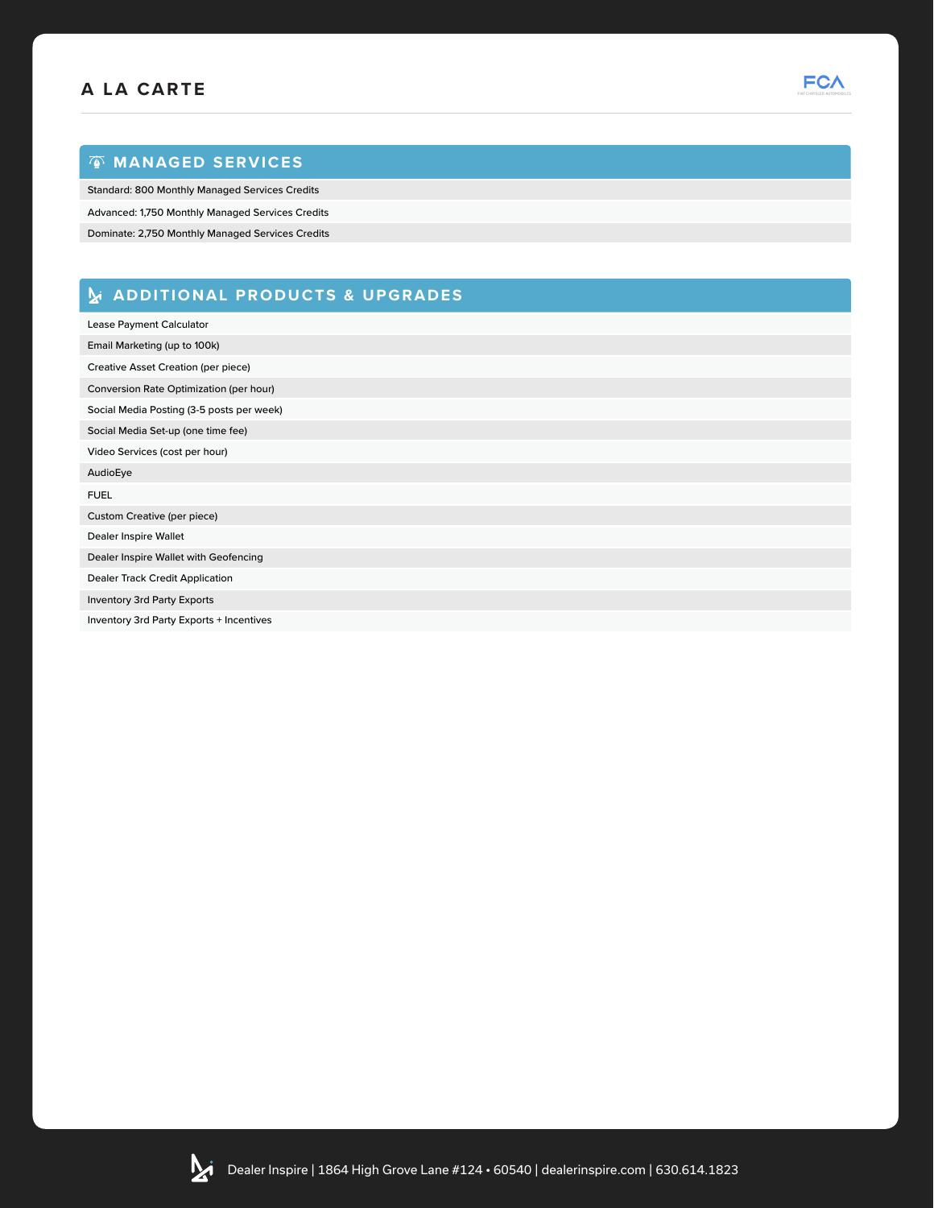# A LA CARTE

FCA

## MANAGED SERVICES

| |
|---|
| Standard: 800 Monthly Managed Services Credits |
| Advanced: 1,750 Monthly Managed Services Credits |
| Dominate: 2,750 Monthly Managed Services Credits |

## ADDITIONAL PRODUCTS & UPGRADES

| |
|---|
| Lease Payment Calculator |
| Email Marketing (up to 100k) |
| Creative Asset Creation (per piece) |
| Conversion Rate Optimization (per hour) |
| Social Media Posting (3-5 posts per week) |
| Social Media Set-up (one time fee) |
| Video Services (cost per hour) |
| AudioEye |
| FUEL |
| Custom Creative (per piece) |
| Dealer Inspire Wallet |
| Dealer Inspire Wallet with Geofencing |
| Dealer Track Credit Application |
| Inventory 3rd Party Exports |
| Inventory 3rd Party Exports + Incentives |

Dealer Inspire | 1864 High Grove Lane #124 • 60540 | dealerinspire.com | 630.614.1823